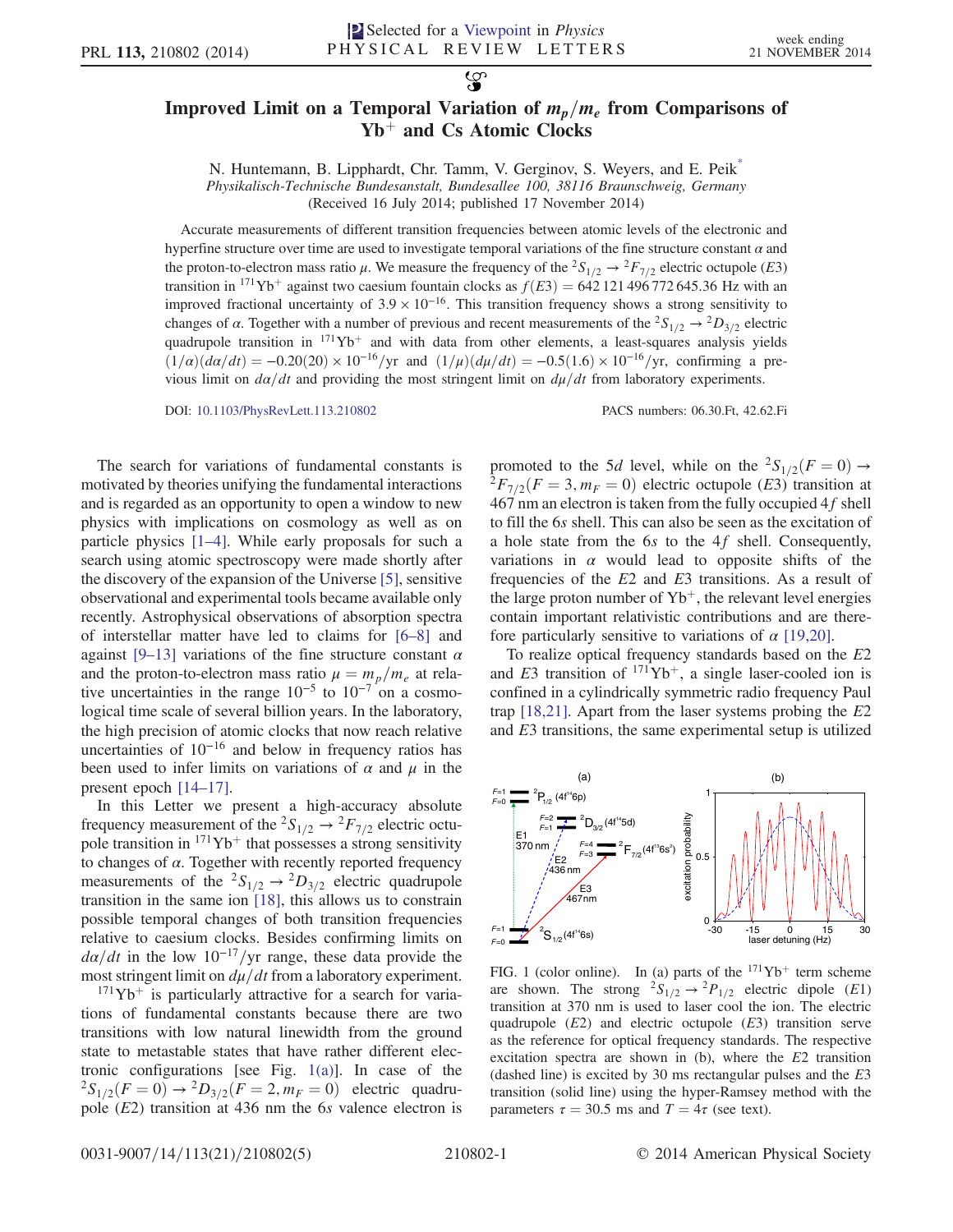Selected for a Viewpoint in *Physics*

# Improved Limit on a Temporal Variation of $m_p/m_e$ from Comparisons of $Yb^+$ and Cs Atomic Clocks

N. Huntemann, B. Lipphardt, Chr. Tamm, V. Gerginov, S. Weyers, and E. Peik[*]

*Physikalisch-Technische Bundesanstalt, Bundesallee 100, 38116 Braunschweig, Germany*

(Received 16 July 2014; published 17 November 2014)

Accurate measurements of different transition frequencies between atomic levels of the electronic and hyperfine structure over time are used to investigate temporal variations of the fine structure constant $\alpha$ and the proton-to-electron mass ratio $\mu$. We measure the frequency of the $^2S_{1/2} \to {}^2F_{7/2}$ electric octupole ($E3$) transition in $^{171}Yb^+$ against two caesium fountain clocks as $f(E3) = 642\,121\,496\,772\,645.36$ Hz with an improved fractional uncertainty of $3.9 \times 10^{-16}$. This transition frequency shows a strong sensitivity to changes of $\alpha$. Together with a number of previous and recent measurements of the $^2S_{1/2} \to {}^2D_{3/2}$ electric quadrupole transition in $^{171}Yb^+$ and with data from other elements, a least-squares analysis yields $(1/\alpha)(d\alpha/dt) = -0.20(20) \times 10^{-16}$/yr and $(1/\mu)(d\mu/dt) = -0.5(1.6) \times 10^{-16}$/yr, confirming a previous limit on $d\alpha/dt$ and providing the most stringent limit on $d\mu/dt$ from laboratory experiments.

DOI: 10.1103/PhysRevLett.113.210802 PACS numbers: 06.30.Ft, 42.62.Fi

The search for variations of fundamental constants is motivated by theories unifying the fundamental interactions and is regarded as an opportunity to open a window to new physics with implications on cosmology as well as on particle physics [1–4]. While early proposals for such a search using atomic spectroscopy were made shortly after the discovery of the expansion of the Universe [5], sensitive observational and experimental tools became available only recently. Astrophysical observations of absorption spectra of interstellar matter have led to claims for [6–8] and against [9–13] variations of the fine structure constant $\alpha$ and the proton-to-electron mass ratio $\mu = m_p/m_e$ at relative uncertainties in the range $10^{-5}$ to $10^{-7}$ on a cosmological time scale of several billion years. In the laboratory, the high precision of atomic clocks that now reach relative uncertainties of $10^{-16}$ and below in frequency ratios has been used to infer limits on variations of $\alpha$ and $\mu$ in the present epoch [14–17].

In this Letter we present a high-accuracy absolute frequency measurement of the $^2S_{1/2} \to {}^2F_{7/2}$ electric octupole transition in $^{171}Yb^+$ that possesses a strong sensitivity to changes of $\alpha$. Together with recently reported frequency measurements of the $^2S_{1/2} \to {}^2D_{3/2}$ electric quadrupole transition in the same ion [18], this allows us to constrain possible temporal changes of both transition frequencies relative to caesium clocks. Besides confirming limits on $d\alpha/dt$ in the low $10^{-17}$/yr range, these data provide the most stringent limit on $d\mu/dt$ from a laboratory experiment.

$^{171}Yb^+$ is particularly attractive for a search for variations of fundamental constants because there are two transitions with low natural linewidth from the ground state to metastable states that have rather different electronic configurations [see Fig. 1(a)]. In case of the $^2S_{1/2}(F=0) \to {}^2D_{3/2}(F=2, m_F=0)$ electric quadrupole ($E2$) transition at 436 nm the $6s$ valence electron is promoted to the $5d$ level, while on the $^2S_{1/2}(F=0) \to {}^2F_{7/2}(F=3, m_F=0)$ electric octupole ($E3$) transition at 467 nm an electron is taken from the fully occupied $4f$ shell to fill the $6s$ shell. This can also be seen as the excitation of a hole state from the $6s$ to the $4f$ shell. Consequently, variations in $\alpha$ would lead to opposite shifts of the frequencies of the $E2$ and $E3$ transitions. As a result of the large proton number of $Yb^+$, the relevant level energies contain important relativistic contributions and are therefore particularly sensitive to variations of $\alpha$ [19,20].

To realize optical frequency standards based on the $E2$ and $E3$ transition of $^{171}Yb^+$, a single laser-cooled ion is confined in a cylindrically symmetric radio frequency Paul trap [18,21]. Apart from the laser systems probing the $E2$ and $E3$ transitions, the same experimental setup is utilized

FIG. 1 (color online). In (a) parts of the $^{171}Yb^+$ term scheme are shown. The strong $^2S_{1/2} \to {}^2P_{1/2}$ electric dipole ($E1$) transition at 370 nm is used to laser cool the ion. The electric quadrupole ($E2$) and electric octupole ($E3$) transition serve as the reference for optical frequency standards. The respective excitation spectra are shown in (b), where the $E2$ transition (dashed line) is excited by 30 ms rectangular pulses and the $E3$ transition (solid line) using the hyper-Ramsey method with the parameters $\tau = 30.5$ ms and $T = 4\tau$ (see text).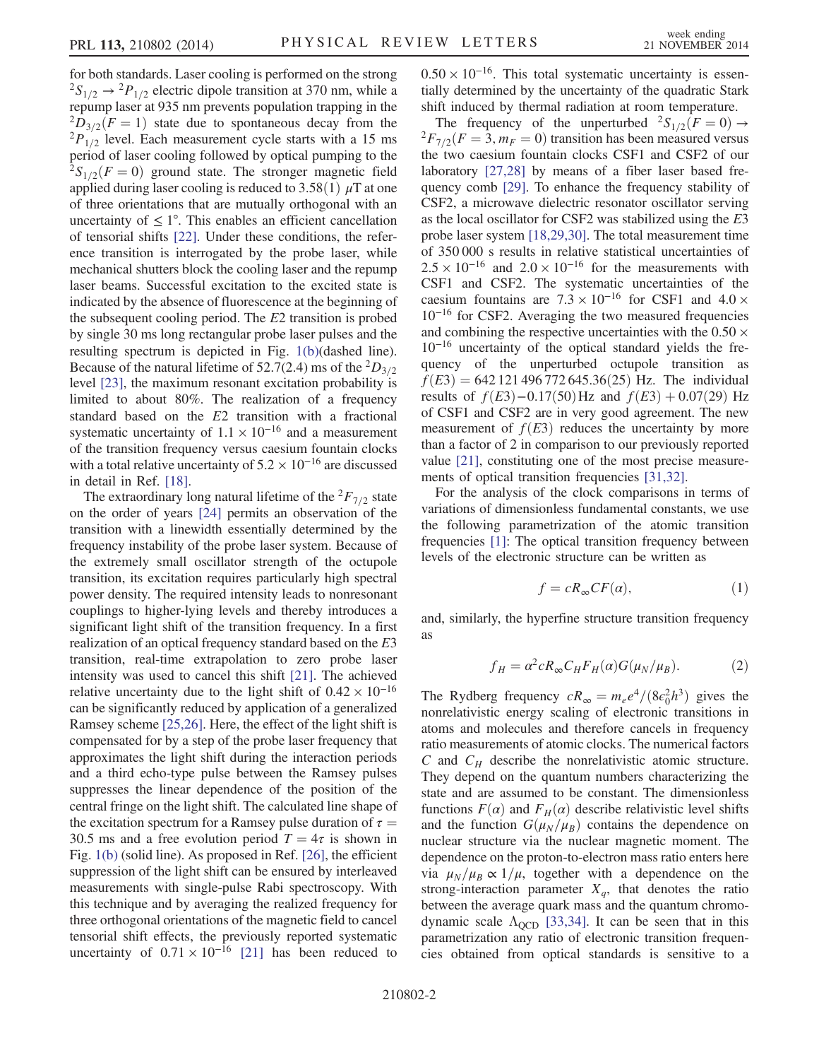for both standards. Laser cooling is performed on the strong $^2S_{1/2} \rightarrow {}^2P_{1/2}$ electric dipole transition at 370 nm, while a repump laser at 935 nm prevents population trapping in the $^2D_{3/2}(F=1)$ state due to spontaneous decay from the $^2P_{1/2}$ level. Each measurement cycle starts with a 15 ms period of laser cooling followed by optical pumping to the $^2S_{1/2}(F=0)$ ground state. The stronger magnetic field applied during laser cooling is reduced to 3.58(1) $\mu$T at one of three orientations that are mutually orthogonal with an uncertainty of $\leq 1°$. This enables an efficient cancellation of tensorial shifts [22]. Under these conditions, the reference transition is interrogated by the probe laser, while mechanical shutters block the cooling laser and the repump laser beams. Successful excitation to the excited state is indicated by the absence of fluorescence at the beginning of the subsequent cooling period. The $E2$ transition is probed by single 30 ms long rectangular probe laser pulses and the resulting spectrum is depicted in Fig. 1(b)(dashed line). Because of the natural lifetime of 52.7(2.4) ms of the $^2D_{3/2}$ level [23], the maximum resonant excitation probability is limited to about 80%. The realization of a frequency standard based on the $E2$ transition with a fractional systematic uncertainty of $1.1 \times 10^{-16}$ and a measurement of the transition frequency versus caesium fountain clocks with a total relative uncertainty of $5.2 \times 10^{-16}$ are discussed in detail in Ref. [18].

The extraordinary long natural lifetime of the $^2F_{7/2}$ state on the order of years [24] permits an observation of the transition with a linewidth essentially determined by the frequency instability of the probe laser system. Because of the extremely small oscillator strength of the octupole transition, its excitation requires particularly high spectral power density. The required intensity leads to nonresonant couplings to higher-lying levels and thereby introduces a significant light shift of the transition frequency. In a first realization of an optical frequency standard based on the $E3$ transition, real-time extrapolation to zero probe laser intensity was used to cancel this shift [21]. The achieved relative uncertainty due to the light shift of $0.42 \times 10^{-16}$ can be significantly reduced by application of a generalized Ramsey scheme [25,26]. Here, the effect of the light shift is compensated for by a step of the probe laser frequency that approximates the light shift during the interaction periods and a third echo-type pulse between the Ramsey pulses suppresses the linear dependence of the position of the central fringe on the light shift. The calculated line shape of the excitation spectrum for a Ramsey pulse duration of $\tau = 30.5$ ms and a free evolution period $T = 4\tau$ is shown in Fig. 1(b) (solid line). As proposed in Ref. [26], the efficient suppression of the light shift can be ensured by interleaved measurements with single-pulse Rabi spectroscopy. With this technique and by averaging the realized frequency for three orthogonal orientations of the magnetic field to cancel tensorial shift effects, the previously reported systematic uncertainty of $0.71 \times 10^{-16}$ [21] has been reduced to $0.50 \times 10^{-16}$. This total systematic uncertainty is essentially determined by the uncertainty of the quadratic Stark shift induced by thermal radiation at room temperature.

The frequency of the unperturbed $^2S_{1/2}(F=0) \rightarrow {}^2F_{7/2}(F=3, m_F=0)$ transition has been measured versus the two caesium fountain clocks CSF1 and CSF2 of our laboratory [27,28] by means of a fiber laser based frequency comb [29]. To enhance the frequency stability of CSF2, a microwave dielectric resonator oscillator serving as the local oscillator for CSF2 was stabilized using the $E3$ probe laser system [18,29,30]. The total measurement time of 350 000 s results in relative statistical uncertainties of $2.5 \times 10^{-16}$ and $2.0 \times 10^{-16}$ for the measurements with CSF1 and CSF2. The systematic uncertainties of the caesium fountains are $7.3 \times 10^{-16}$ for CSF1 and $4.0 \times 10^{-16}$ for CSF2. Averaging the two measured frequencies and combining the respective uncertainties with the $0.50 \times 10^{-16}$ uncertainty of the optical standard yields the frequency of the unperturbed octupole transition as $f(E3) = 642\,121\,496\,772\,645.36(25)$ Hz. The individual results of $f(E3) - 0.17(50)$ Hz and $f(E3) + 0.07(29)$ Hz of CSF1 and CSF2 are in very good agreement. The new measurement of $f(E3)$ reduces the uncertainty by more than a factor of 2 in comparison to our previously reported value [21], constituting one of the most precise measurements of optical transition frequencies [31,32].

For the analysis of the clock comparisons in terms of variations of dimensionless fundamental constants, we use the following parametrization of the atomic transition frequencies [1]: The optical transition frequency between levels of the electronic structure can be written as

$$f = cR_\infty CF(\alpha), \tag{1}$$

and, similarly, the hyperfine structure transition frequency as

$$f_H = \alpha^2 cR_\infty C_H F_H(\alpha) G(\mu_N/\mu_B). \tag{2}$$

The Rydberg frequency $cR_\infty = m_e e^4/(8\epsilon_0^2 h^3)$ gives the nonrelativistic energy scaling of electronic transitions in atoms and molecules and therefore cancels in frequency ratio measurements of atomic clocks. The numerical factors $C$ and $C_H$ describe the nonrelativistic atomic structure. They depend on the quantum numbers characterizing the state and are assumed to be constant. The dimensionless functions $F(\alpha)$ and $F_H(\alpha)$ describe relativistic level shifts and the function $G(\mu_N/\mu_B)$ contains the dependence on nuclear structure via the nuclear magnetic moment. The dependence on the proton-to-electron mass ratio enters here via $\mu_N/\mu_B \propto 1/\mu$, together with a dependence on the strong-interaction parameter $X_q$, that denotes the ratio between the average quark mass and the quantum chromodynamic scale $\Lambda_{\mathrm{QCD}}$ [33,34]. It can be seen that in this parametrization any ratio of electronic transition frequencies obtained from optical standards is sensitive to a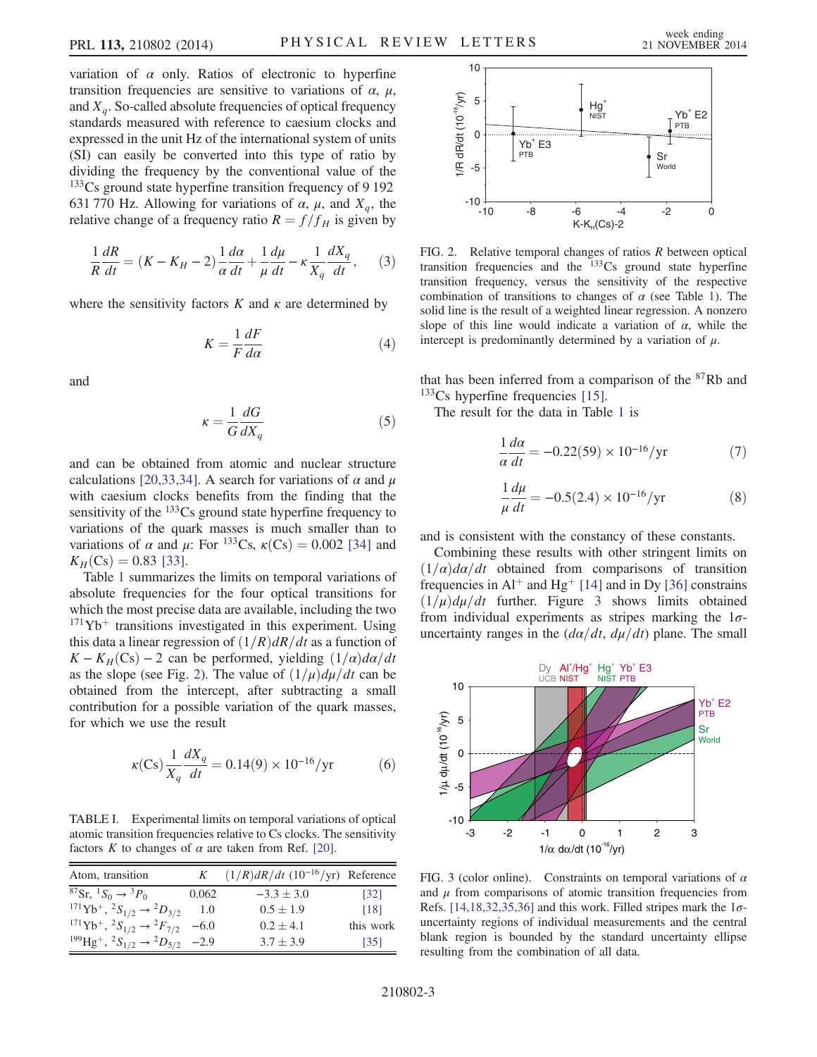variation of $\alpha$ only. Ratios of electronic to hyperfine transition frequencies are sensitive to variations of $\alpha$, $\mu$, and $X_q$. So-called absolute frequencies of optical frequency standards measured with reference to caesium clocks and expressed in the unit Hz of the international system of units (SI) can easily be converted into this type of ratio by dividing the frequency by the conventional value of the $^{133}$Cs ground state hyperfine transition frequency of 9 192 631 770 Hz. Allowing for variations of $\alpha$, $\mu$, and $X_q$, the relative change of a frequency ratio $R = f/f_H$ is given by

$$\frac{1}{R}\frac{dR}{dt} = (K - K_H - 2)\frac{1}{\alpha}\frac{d\alpha}{dt} + \frac{1}{\mu}\frac{d\mu}{dt} - \kappa\frac{1}{X_q}\frac{dX_q}{dt}, \quad (3)$$

where the sensitivity factors $K$ and $\kappa$ are determined by

$$K = \frac{1}{F}\frac{dF}{d\alpha} \quad (4)$$

and

$$\kappa = \frac{1}{G}\frac{dG}{dX_q} \quad (5)$$

and can be obtained from atomic and nuclear structure calculations [20,33,34]. A search for variations of $\alpha$ and $\mu$ with caesium clocks benefits from the finding that the sensitivity of the $^{133}$Cs ground state hyperfine frequency to variations of the quark masses is much smaller than to variations of $\alpha$ and $\mu$: For $^{133}$Cs, $\kappa(\mathrm{Cs}) = 0.002$ [34] and $K_H(\mathrm{Cs}) = 0.83$ [33].

Table 1 summarizes the limits on temporal variations of absolute frequencies for the four optical transitions for which the most precise data are available, including the two $^{171}\mathrm{Yb}^+$ transitions investigated in this experiment. Using this data a linear regression of $(1/R)dR/dt$ as a function of $K - K_H(\mathrm{Cs}) - 2$ can be performed, yielding $(1/\alpha)d\alpha/dt$ as the slope (see Fig. 2). The value of $(1/\mu)d\mu/dt$ can be obtained from the intercept, after subtracting a small contribution for a possible variation of the quark masses, for which we use the result

$$\kappa(\mathrm{Cs})\frac{1}{X_q}\frac{dX_q}{dt} = 0.14(9) \times 10^{-16}/\mathrm{yr} \quad (6)$$

TABLE I. Experimental limits on temporal variations of optical atomic transition frequencies relative to Cs clocks. The sensitivity factors $K$ to changes of $\alpha$ are taken from Ref. [20].

| Atom, transition | $K$ | $(1/R)dR/dt$ ($10^{-16}$/yr) | Reference |
|---|---|---|---|
| $^{87}$Sr, $^1S_0 \rightarrow {}^3P_0$ | 0.062 | $-3.3 \pm 3.0$ | [32] |
| $^{171}\mathrm{Yb}^+$, $^2S_{1/2} \rightarrow {}^2D_{3/2}$ | 1.0 | $0.5 \pm 1.9$ | [18] |
| $^{171}\mathrm{Yb}^+$, $^2S_{1/2} \rightarrow {}^2F_{7/2}$ | $-6.0$ | $0.2 \pm 4.1$ | this work |
| $^{199}\mathrm{Hg}^+$, $^2S_{1/2} \rightarrow {}^2D_{5/2}$ | $-2.9$ | $3.7 \pm 3.9$ | [35] |

FIG. 2. Relative temporal changes of ratios $R$ between optical transition frequencies and the $^{133}$Cs ground state hyperfine transition frequency, versus the sensitivity of the respective combination of transitions to changes of $\alpha$ (see Table 1). The solid line is the result of a weighted linear regression. A nonzero slope of this line would indicate a variation of $\alpha$, while the intercept is predominantly determined by a variation of $\mu$.

that has been inferred from a comparison of the $^{87}$Rb and $^{133}$Cs hyperfine frequencies [15].

The result for the data in Table 1 is

$$\frac{1}{\alpha}\frac{d\alpha}{dt} = -0.22(59) \times 10^{-16}/\mathrm{yr} \quad (7)$$

$$\frac{1}{\mu}\frac{d\mu}{dt} = -0.5(2.4) \times 10^{-16}/\mathrm{yr} \quad (8)$$

and is consistent with the constancy of these constants.

Combining these results with other stringent limits on $(1/\alpha)d\alpha/dt$ obtained from comparisons of transition frequencies in $\mathrm{Al}^+$ and $\mathrm{Hg}^+$ [14] and in Dy [36] constrains $(1/\mu)d\mu/dt$ further. Figure 3 shows limits obtained from individual experiments as stripes marking the $1\sigma$-uncertainty ranges in the $(d\alpha/dt, d\mu/dt)$ plane. The small

FIG. 3 (color online). Constraints on temporal variations of $\alpha$ and $\mu$ from comparisons of atomic transition frequencies from Refs. [14,18,32,35,36] and this work. Filled stripes mark the $1\sigma$-uncertainty regions of individual measurements and the central blank region is bounded by the standard uncertainty ellipse resulting from the combination of all data.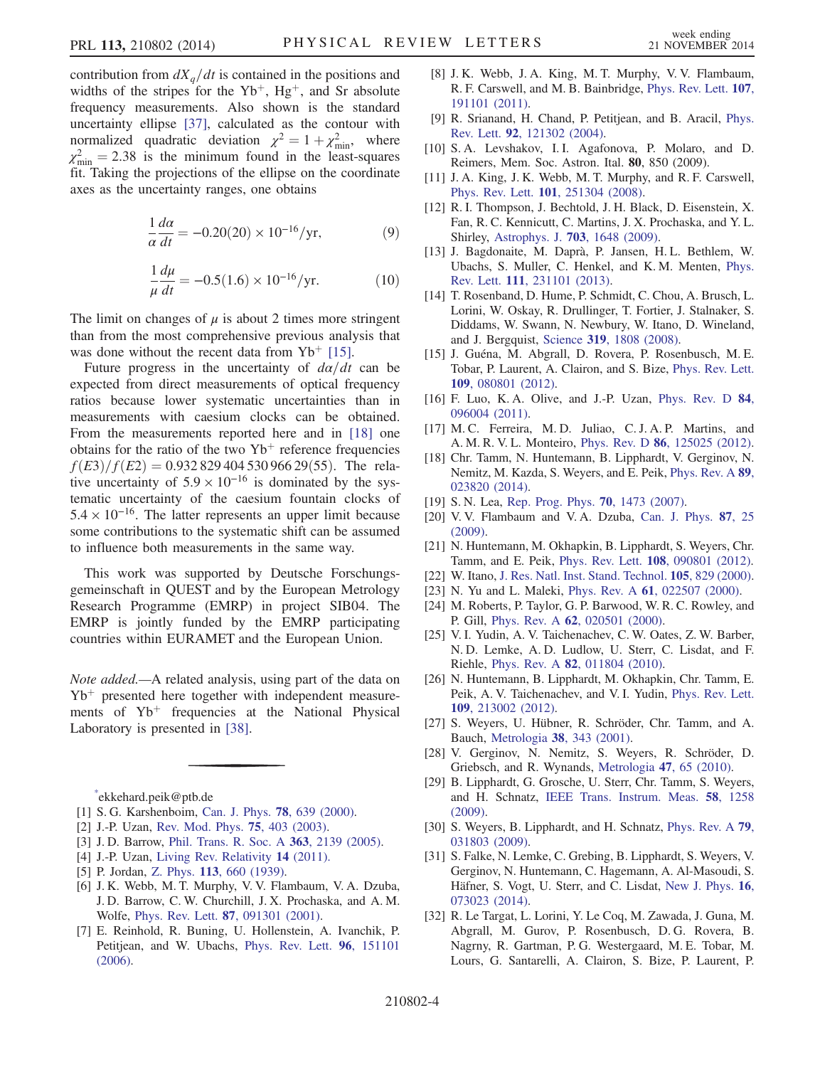contribution from $dX_q/dt$ is contained in the positions and widths of the stripes for the $Yb^+$, $Hg^+$, and Sr absolute frequency measurements. Also shown is the standard uncertainty ellipse [37], calculated as the contour with normalized quadratic deviation $\chi^2 = 1 + \chi^2_{\min}$, where $\chi^2_{\min} = 2.38$ is the minimum found in the least-squares fit. Taking the projections of the ellipse on the coordinate axes as the uncertainty ranges, one obtains

$$\frac{1}{\alpha}\frac{d\alpha}{dt} = -0.20(20) \times 10^{-16}/\text{yr}, \tag{9}$$

$$\frac{1}{\mu}\frac{d\mu}{dt} = -0.5(1.6) \times 10^{-16}/\text{yr}. \tag{10}$$

The limit on changes of $\mu$ is about 2 times more stringent than from the most comprehensive previous analysis that was done without the recent data from $Yb^+$ [15].

Future progress in the uncertainty of $d\alpha/dt$ can be expected from direct measurements of optical frequency ratios because lower systematic uncertainties than in measurements with caesium clocks can be obtained. From the measurements reported here and in [18] one obtains for the ratio of the two $Yb^+$ reference frequencies $f(E3)/f(E2) = 0.932\,829\,404\,530\,966\,29(55)$. The relative uncertainty of $5.9 \times 10^{-16}$ is dominated by the systematic uncertainty of the caesium fountain clocks of $5.4 \times 10^{-16}$. The latter represents an upper limit because some contributions to the systematic shift can be assumed to influence both measurements in the same way.

This work was supported by Deutsche Forschungsgemeinschaft in QUEST and by the European Metrology Research Programme (EMRP) in project SIB04. The EMRP is jointly funded by the EMRP participating countries within EURAMET and the European Union.

*Note added.*—A related analysis, using part of the data on $Yb^+$ presented here together with independent measurements of $Yb^+$ frequencies at the National Physical Laboratory is presented in [38].

---

*ekkehard.peik@ptb.de

[1] S. G. Karshenboim, Can. J. Phys. **78**, 639 (2000).

[2] J.-P. Uzan, Rev. Mod. Phys. **75**, 403 (2003).

[3] J. D. Barrow, Phil. Trans. R. Soc. A **363**, 2139 (2005).

[4] J.-P. Uzan, Living Rev. Relativity **14** (2011).

[5] P. Jordan, Z. Phys. **113**, 660 (1939).

[6] J. K. Webb, M. T. Murphy, V. V. Flambaum, V. A. Dzuba, J. D. Barrow, C. W. Churchill, J. X. Prochaska, and A. M. Wolfe, Phys. Rev. Lett. **87**, 091301 (2001).

[7] E. Reinhold, R. Buning, U. Hollenstein, A. Ivanchik, P. Petitjean, and W. Ubachs, Phys. Rev. Lett. **96**, 151101 (2006).

[8] J. K. Webb, J. A. King, M. T. Murphy, V. V. Flambaum, R. F. Carswell, and M. B. Bainbridge, Phys. Rev. Lett. **107**, 191101 (2011).

[9] R. Srianand, H. Chand, P. Petitjean, and B. Aracil, Phys. Rev. Lett. **92**, 121302 (2004).

[10] S. A. Levshakov, I. I. Agafonova, P. Molaro, and D. Reimers, Mem. Soc. Astron. Ital. **80**, 850 (2009).

[11] J. A. King, J. K. Webb, M. T. Murphy, and R. F. Carswell, Phys. Rev. Lett. **101**, 251304 (2008).

[12] R. I. Thompson, J. Bechtold, J. H. Black, D. Eisenstein, X. Fan, R. C. Kennicutt, C. Martins, J. X. Prochaska, and Y. L. Shirley, Astrophys. J. **703**, 1648 (2009).

[13] J. Bagdonaite, M. Daprà, P. Jansen, H. L. Bethlem, W. Ubachs, S. Muller, C. Henkel, and K. M. Menten, Phys. Rev. Lett. **111**, 231101 (2013).

[14] T. Rosenband, D. Hume, P. Schmidt, C. Chou, A. Brusch, L. Lorini, W. Oskay, R. Drullinger, T. Fortier, J. Stalnaker, S. Diddams, W. Swann, N. Newbury, W. Itano, D. Wineland, and J. Bergquist, Science **319**, 1808 (2008).

[15] J. Guéna, M. Abgrall, D. Rovera, P. Rosenbusch, M. E. Tobar, P. Laurent, A. Clairon, and S. Bize, Phys. Rev. Lett. **109**, 080801 (2012).

[16] F. Luo, K. A. Olive, and J.-P. Uzan, Phys. Rev. D **84**, 096004 (2011).

[17] M. C. Ferreira, M. D. Juliao, C. J. A. P. Martins, and A. M. R. V. L. Monteiro, Phys. Rev. D **86**, 125025 (2012).

[18] Chr. Tamm, N. Huntemann, B. Lipphardt, V. Gerginov, N. Nemitz, M. Kazda, S. Weyers, and E. Peik, Phys. Rev. A **89**, 023820 (2014).

[19] S. N. Lea, Rep. Prog. Phys. **70**, 1473 (2007).

[20] V. V. Flambaum and V. A. Dzuba, Can. J. Phys. **87**, 25 (2009).

[21] N. Huntemann, M. Okhapkin, B. Lipphardt, S. Weyers, Chr. Tamm, and E. Peik, Phys. Rev. Lett. **108**, 090801 (2012).

[22] W. Itano, J. Res. Natl. Inst. Stand. Technol. **105**, 829 (2000).

[23] N. Yu and L. Maleki, Phys. Rev. A **61**, 022507 (2000).

[24] M. Roberts, P. Taylor, G. P. Barwood, W. R. C. Rowley, and P. Gill, Phys. Rev. A **62**, 020501 (2000).

[25] V. I. Yudin, A. V. Taichenachev, C. W. Oates, Z. W. Barber, N. D. Lemke, A. D. Ludlow, U. Sterr, C. Lisdat, and F. Riehle, Phys. Rev. A **82**, 011804 (2010).

[26] N. Huntemann, B. Lipphardt, M. Okhapkin, Chr. Tamm, E. Peik, A. V. Taichenachev, and V. I. Yudin, Phys. Rev. Lett. **109**, 213002 (2012).

[27] S. Weyers, U. Hübner, R. Schröder, Chr. Tamm, and A. Bauch, Metrologia **38**, 343 (2001).

[28] V. Gerginov, N. Nemitz, S. Weyers, R. Schröder, D. Griebsch, and R. Wynands, Metrologia **47**, 65 (2010).

[29] B. Lipphardt, G. Grosche, U. Sterr, Chr. Tamm, S. Weyers, and H. Schnatz, IEEE Trans. Instrum. Meas. **58**, 1258 (2009).

[30] S. Weyers, B. Lipphardt, and H. Schnatz, Phys. Rev. A **79**, 031803 (2009).

[31] S. Falke, N. Lemke, C. Grebing, B. Lipphardt, S. Weyers, V. Gerginov, N. Huntemann, C. Hagemann, A. Al-Masoudi, S. Häfner, S. Vogt, U. Sterr, and C. Lisdat, New J. Phys. **16**, 073023 (2014).

[32] R. Le Targat, L. Lorini, Y. Le Coq, M. Zawada, J. Guna, M. Abgrall, M. Gurov, P. Rosenbusch, D. G. Rovera, B. Nagrny, R. Gartman, P. G. Westergaard, M. E. Tobar, M. Lours, G. Santarelli, A. Clairon, S. Bize, P. Laurent, P.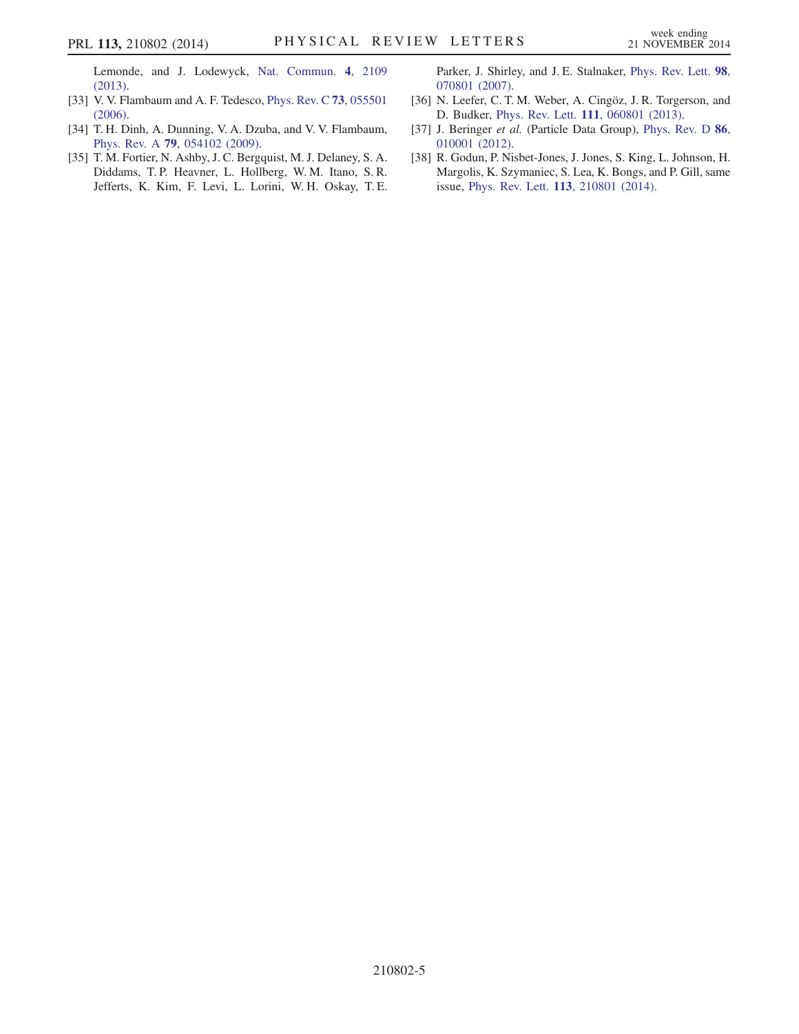Lemonde, and J. Lodewyck, Nat. Commun. **4**, 2109 (2013).

[33] V. V. Flambaum and A. F. Tedesco, Phys. Rev. C **73**, 055501 (2006).

[34] T. H. Dinh, A. Dunning, V. A. Dzuba, and V. V. Flambaum, Phys. Rev. A **79**, 054102 (2009).

[35] T. M. Fortier, N. Ashby, J. C. Bergquist, M. J. Delaney, S. A. Diddams, T. P. Heavner, L. Hollberg, W. M. Itano, S. R. Jefferts, K. Kim, F. Levi, L. Lorini, W. H. Oskay, T. E. Parker, J. Shirley, and J. E. Stalnaker, Phys. Rev. Lett. **98**, 070801 (2007).

[36] N. Leefer, C. T. M. Weber, A. Cingöz, J. R. Torgerson, and D. Budker, Phys. Rev. Lett. **111**, 060801 (2013).

[37] J. Beringer *et al.* (Particle Data Group), Phys. Rev. D **86**, 010001 (2012).

[38] R. Godun, P. Nisbet-Jones, J. Jones, S. King, L. Johnson, H. Margolis, K. Szymaniec, S. Lea, K. Bongs, and P. Gill, same issue, Phys. Rev. Lett. **113**, 210801 (2014).